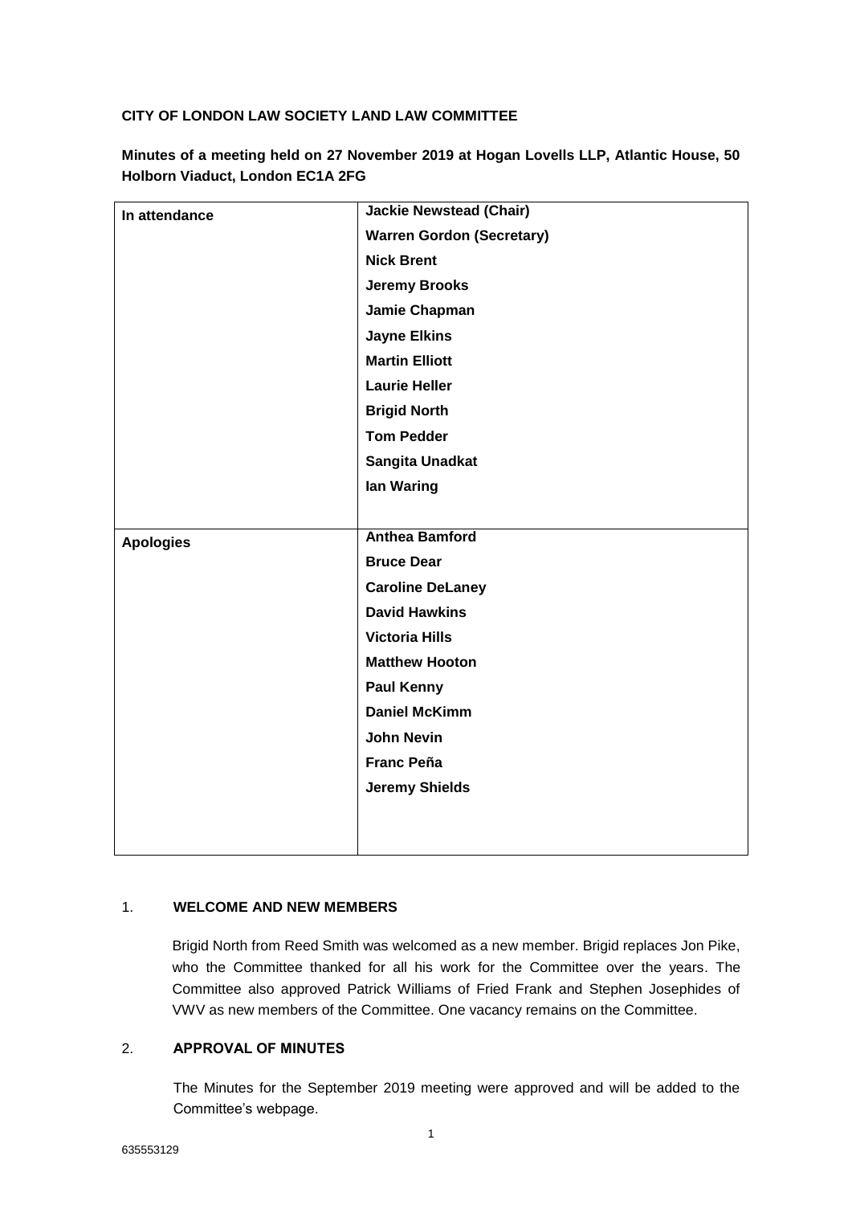**CITY OF LONDON LAW SOCIETY LAND LAW COMMITTEE**

**Minutes of a meeting held on 27 November 2019 at Hogan Lovells LLP, Atlantic House, 50 Holborn Viaduct, London EC1A 2FG**

| | |
|---|---|
| **In attendance** | **Jackie Newstead (Chair)** |
| | **Warren Gordon (Secretary)** |
| | **Nick Brent** |
| | **Jeremy Brooks** |
| | **Jamie Chapman** |
| | **Jayne Elkins** |
| | **Martin Elliott** |
| | **Laurie Heller** |
| | **Brigid North** |
| | **Tom Pedder** |
| | **Sangita Unadkat** |
| | **Ian Waring** |
| **Apologies** | **Anthea Bamford** |
| | **Bruce Dear** |
| | **Caroline DeLaney** |
| | **David Hawkins** |
| | **Victoria Hills** |
| | **Matthew Hooton** |
| | **Paul Kenny** |
| | **Daniel McKimm** |
| | **John Nevin** |
| | **Franc Peña** |
| | **Jeremy Shields** |

1. **WELCOME AND NEW MEMBERS**

   Brigid North from Reed Smith was welcomed as a new member. Brigid replaces Jon Pike, who the Committee thanked for all his work for the Committee over the years. The Committee also approved Patrick Williams of Fried Frank and Stephen Josephides of VWV as new members of the Committee. One vacancy remains on the Committee.

2. **APPROVAL OF MINUTES**

   The Minutes for the September 2019 meeting were approved and will be added to the Committee's webpage.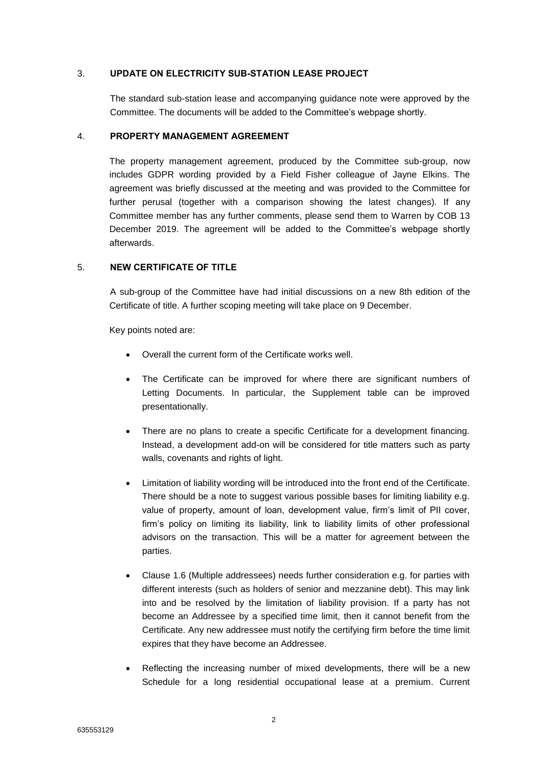## 3. UPDATE ON ELECTRICITY SUB-STATION LEASE PROJECT

The standard sub-station lease and accompanying guidance note were approved by the Committee. The documents will be added to the Committee's webpage shortly.

## 4. PROPERTY MANAGEMENT AGREEMENT

The property management agreement, produced by the Committee sub-group, now includes GDPR wording provided by a Field Fisher colleague of Jayne Elkins. The agreement was briefly discussed at the meeting and was provided to the Committee for further perusal (together with a comparison showing the latest changes). If any Committee member has any further comments, please send them to Warren by COB 13 December 2019. The agreement will be added to the Committee's webpage shortly afterwards.

## 5. NEW CERTIFICATE OF TITLE

A sub-group of the Committee have had initial discussions on a new 8th edition of the Certificate of title. A further scoping meeting will take place on 9 December.

Key points noted are:

- Overall the current form of the Certificate works well.
- The Certificate can be improved for where there are significant numbers of Letting Documents. In particular, the Supplement table can be improved presentationally.
- There are no plans to create a specific Certificate for a development financing. Instead, a development add-on will be considered for title matters such as party walls, covenants and rights of light.
- Limitation of liability wording will be introduced into the front end of the Certificate. There should be a note to suggest various possible bases for limiting liability e.g. value of property, amount of loan, development value, firm's limit of PII cover, firm's policy on limiting its liability, link to liability limits of other professional advisors on the transaction. This will be a matter for agreement between the parties.
- Clause 1.6 (Multiple addressees) needs further consideration e.g. for parties with different interests (such as holders of senior and mezzanine debt). This may link into and be resolved by the limitation of liability provision. If a party has not become an Addressee by a specified time limit, then it cannot benefit from the Certificate. Any new addressee must notify the certifying firm before the time limit expires that they have become an Addressee.
- Reflecting the increasing number of mixed developments, there will be a new Schedule for a long residential occupational lease at a premium. Current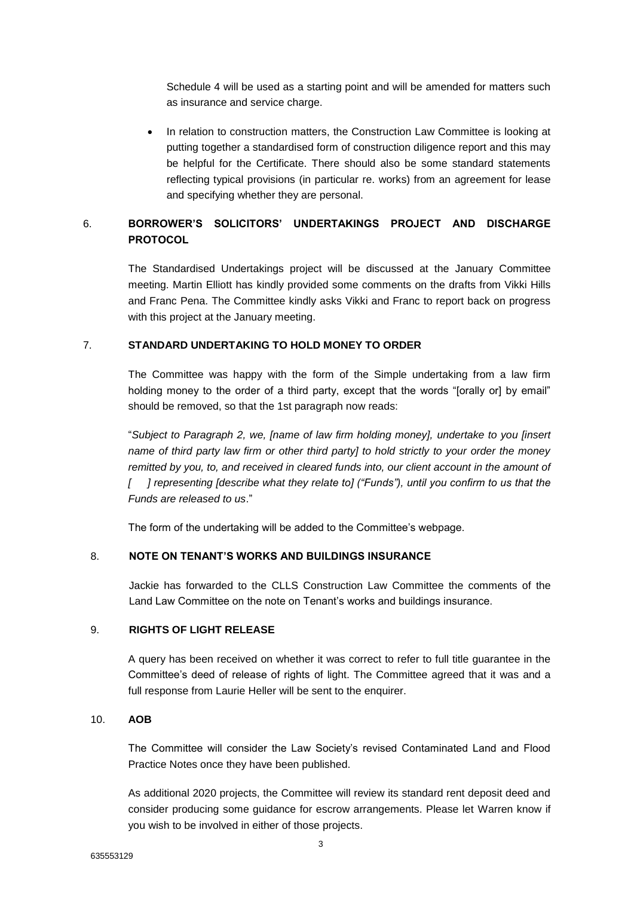Schedule 4 will be used as a starting point and will be amended for matters such as insurance and service charge.

- In relation to construction matters, the Construction Law Committee is looking at putting together a standardised form of construction diligence report and this may be helpful for the Certificate. There should also be some standard statements reflecting typical provisions (in particular re. works) from an agreement for lease and specifying whether they are personal.

## 6. BORROWER'S SOLICITORS' UNDERTAKINGS PROJECT AND DISCHARGE PROTOCOL

The Standardised Undertakings project will be discussed at the January Committee meeting. Martin Elliott has kindly provided some comments on the drafts from Vikki Hills and Franc Pena. The Committee kindly asks Vikki and Franc to report back on progress with this project at the January meeting.

## 7. STANDARD UNDERTAKING TO HOLD MONEY TO ORDER

The Committee was happy with the form of the Simple undertaking from a law firm holding money to the order of a third party, except that the words "[orally or] by email" should be removed, so that the 1st paragraph now reads:

"*Subject to Paragraph 2, we, [name of law firm holding money], undertake to you [insert name of third party law firm or other third party] to hold strictly to your order the money remitted by you, to, and received in cleared funds into, our client account in the amount of [ ] representing [describe what they relate to] ("Funds"), until you confirm to us that the Funds are released to us*."

The form of the undertaking will be added to the Committee's webpage.

## 8. NOTE ON TENANT'S WORKS AND BUILDINGS INSURANCE

Jackie has forwarded to the CLLS Construction Law Committee the comments of the Land Law Committee on the note on Tenant's works and buildings insurance.

## 9. RIGHTS OF LIGHT RELEASE

A query has been received on whether it was correct to refer to full title guarantee in the Committee's deed of release of rights of light. The Committee agreed that it was and a full response from Laurie Heller will be sent to the enquirer.

## 10. AOB

The Committee will consider the Law Society's revised Contaminated Land and Flood Practice Notes once they have been published.

As additional 2020 projects, the Committee will review its standard rent deposit deed and consider producing some guidance for escrow arrangements. Please let Warren know if you wish to be involved in either of those projects.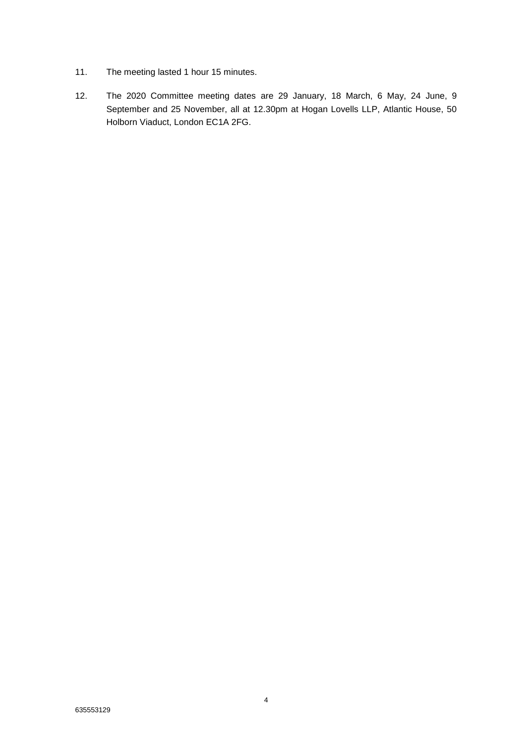11. The meeting lasted 1 hour 15 minutes.

12. The 2020 Committee meeting dates are 29 January, 18 March, 6 May, 24 June, 9 September and 25 November, all at 12.30pm at Hogan Lovells LLP, Atlantic House, 50 Holborn Viaduct, London EC1A 2FG.